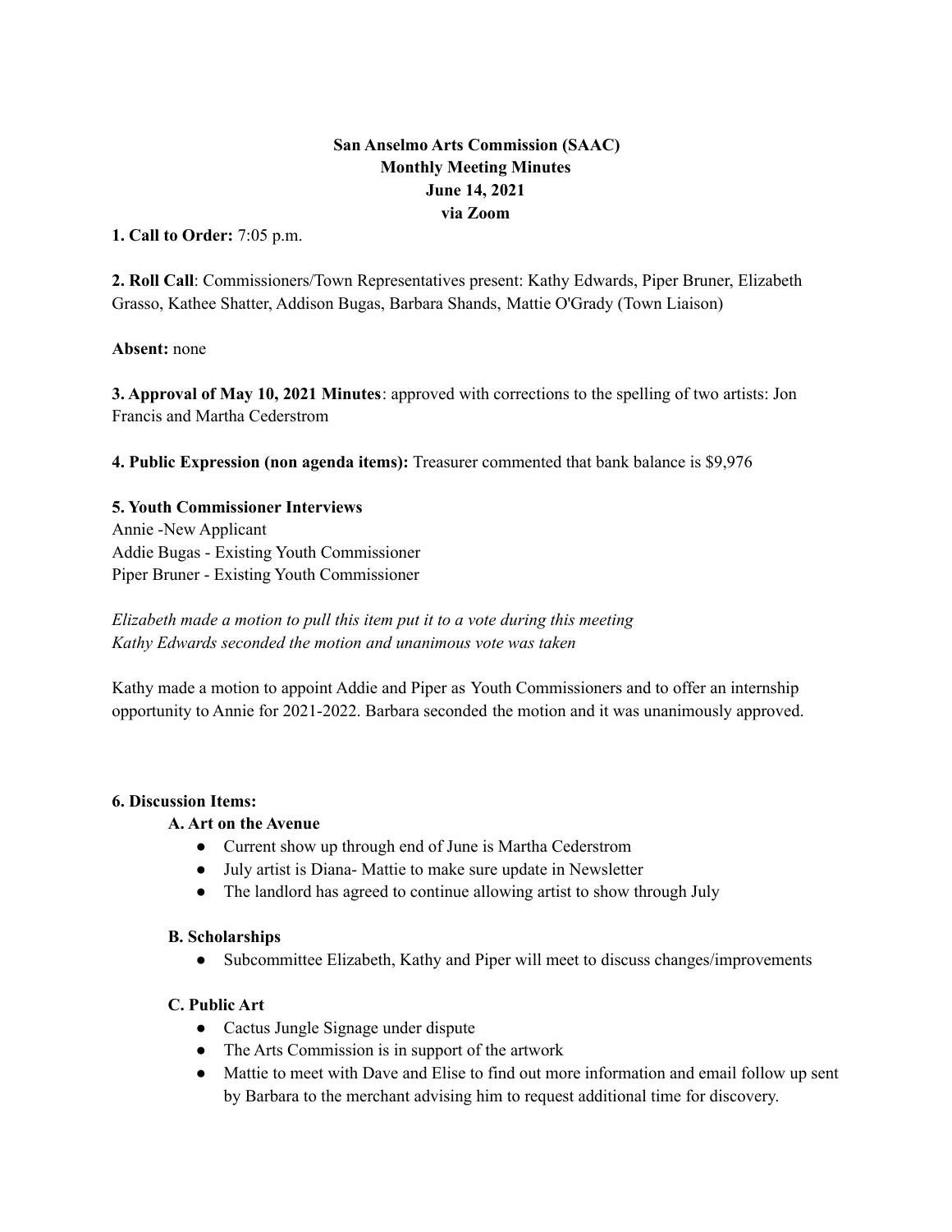**San Anselmo Arts Commission (SAAC)**
**Monthly Meeting Minutes**
**June 14, 2021**
**via Zoom**

**1. Call to Order:** 7:05 p.m.

**2. Roll Call**: Commissioners/Town Representatives present: Kathy Edwards, Piper Bruner, Elizabeth Grasso, Kathee Shatter, Addison Bugas, Barbara Shands, Mattie O'Grady (Town Liaison)

**Absent:** none

**3. Approval of May 10, 2021 Minutes**: approved with corrections to the spelling of two artists: Jon Francis and Martha Cederstrom

**4. Public Expression (non agenda items):** Treasurer commented that bank balance is $9,976

**5. Youth Commissioner Interviews**
Annie -New Applicant
Addie Bugas - Existing Youth Commissioner
Piper Bruner - Existing Youth Commissioner

*Elizabeth made a motion to pull this item put it to a vote during this meeting*
*Kathy Edwards seconded the motion and unanimous vote was taken*

Kathy made a motion to appoint Addie and Piper as Youth Commissioners and to offer an internship opportunity to Annie for 2021-2022. Barbara seconded the motion and it was unanimously approved.

**6. Discussion Items:**

**A. Art on the Avenue**

- Current show up through end of June is Martha Cederstrom
- July artist is Diana- Mattie to make sure update in Newsletter
- The landlord has agreed to continue allowing artist to show through July

**B. Scholarships**

- Subcommittee Elizabeth, Kathy and Piper will meet to discuss changes/improvements

**C. Public Art**

- Cactus Jungle Signage under dispute
- The Arts Commission is in support of the artwork
- Mattie to meet with Dave and Elise to find out more information and email follow up sent by Barbara to the merchant advising him to request additional time for discovery.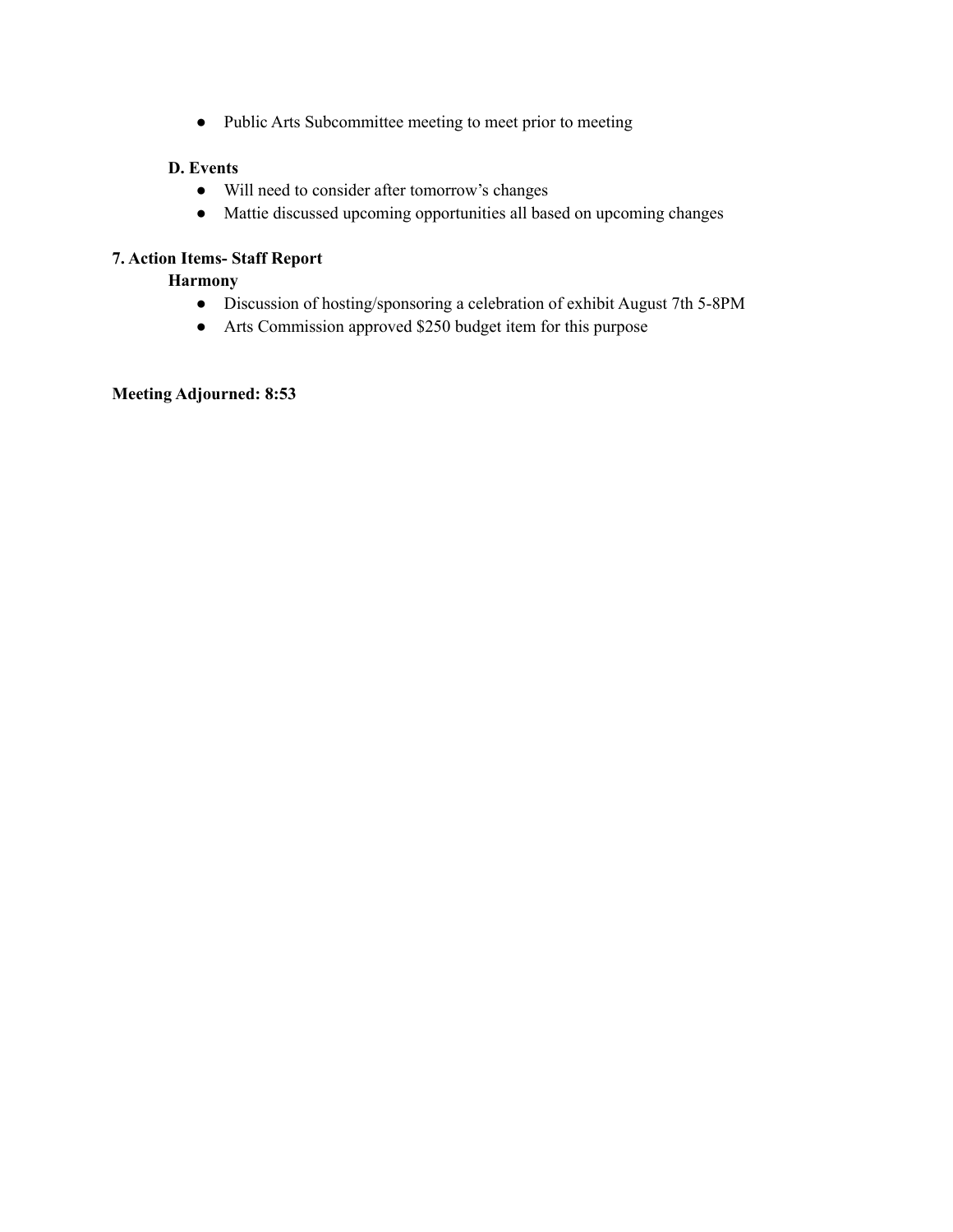- Public Arts Subcommittee meeting to meet prior to meeting

**D. Events**

- Will need to consider after tomorrow's changes
- Mattie discussed upcoming opportunities all based on upcoming changes

**7. Action Items- Staff Report**

**Harmony**

- Discussion of hosting/sponsoring a celebration of exhibit August 7th 5-8PM
- Arts Commission approved $250 budget item for this purpose

**Meeting Adjourned: 8:53**